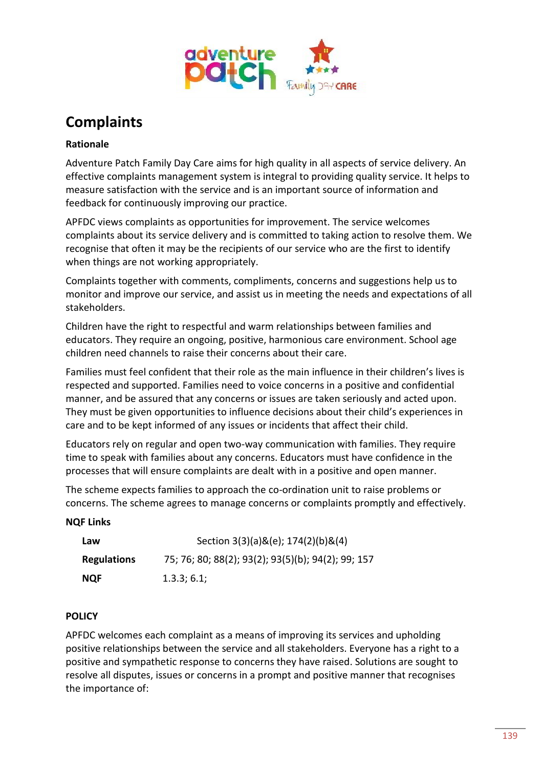# Complaints

## Rationale

Adventure Patch Family Day Care aims for high quality in all aspects of service delivery. An effective complaints management system is integral to providing quality service. It helps to measure satisfaction with the service and is an important source of information and feedback for continuously improving our practice.

APFDC views complaints as opportunities for improvement. The service welcomes complaints about its service delivery and is committed to taking action to resolve them. We recognise that often it may be the recipients of our service who are the first to identify when things are not working appropriately.

Complaints together with comments, compliments, concerns and suggestions help us to monitor and improve our service, and assist us in meeting the needs and expectations of all stakeholders.

Children have the right to respectful and warm relationships between families and educators. They require an ongoing, positive, harmonious care environment. School age children need channels to raise their concerns about their care.

Families must feel confident that their role as the main influence in their children's lives is respected and supported. Families need to voice concerns in a positive and confidential manner, and be assured that any concerns or issues are taken seriously and acted upon. They must be given opportunities to influence decisions about their child's experiences in care and to be kept informed of any issues or incidents that affect their child.

Educators rely on regular and open two-way communication with families. They require time to speak with families about any concerns. Educators must have confidence in the processes that will ensure complaints are dealt with in a positive and open manner.

The scheme expects families to approach the co-ordination unit to raise problems or concerns. The scheme agrees to manage concerns or complaints promptly and effectively.

## NQF Links

| | |
|---|---|
| **Law** | Section 3(3)(a)&(e); 174(2)(b)&(4) |
| **Regulations** | 75; 76; 80; 88(2); 93(2); 93(5)(b); 94(2); 99; 157 |
| **NQF** | 1.3.3; 6.1; |

## POLICY

APFDC welcomes each complaint as a means of improving its services and upholding positive relationships between the service and all stakeholders. Everyone has a right to a positive and sympathetic response to concerns they have raised. Solutions are sought to resolve all disputes, issues or concerns in a prompt and positive manner that recognises the importance of: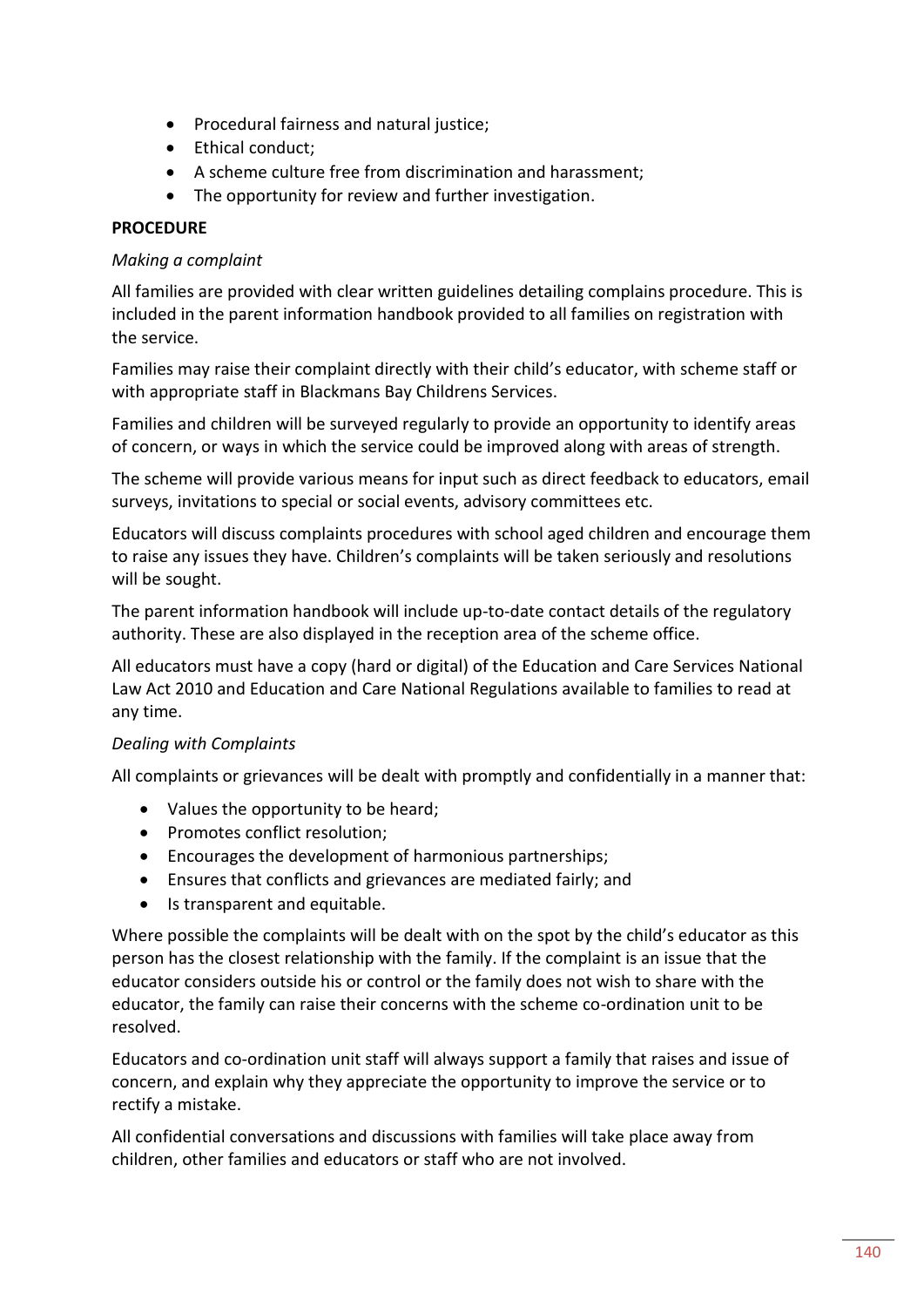- Procedural fairness and natural justice;
- Ethical conduct;
- A scheme culture free from discrimination and harassment;
- The opportunity for review and further investigation.

**PROCEDURE**

*Making a complaint*

All families are provided with clear written guidelines detailing complains procedure. This is included in the parent information handbook provided to all families on registration with the service.

Families may raise their complaint directly with their child's educator, with scheme staff or with appropriate staff in Blackmans Bay Childrens Services.

Families and children will be surveyed regularly to provide an opportunity to identify areas of concern, or ways in which the service could be improved along with areas of strength.

The scheme will provide various means for input such as direct feedback to educators, email surveys, invitations to special or social events, advisory committees etc.

Educators will discuss complaints procedures with school aged children and encourage them to raise any issues they have. Children's complaints will be taken seriously and resolutions will be sought.

The parent information handbook will include up-to-date contact details of the regulatory authority. These are also displayed in the reception area of the scheme office.

All educators must have a copy (hard or digital) of the Education and Care Services National Law Act 2010 and Education and Care National Regulations available to families to read at any time.

*Dealing with Complaints*

All complaints or grievances will be dealt with promptly and confidentially in a manner that:

- Values the opportunity to be heard;
- Promotes conflict resolution;
- Encourages the development of harmonious partnerships;
- Ensures that conflicts and grievances are mediated fairly; and
- Is transparent and equitable.

Where possible the complaints will be dealt with on the spot by the child's educator as this person has the closest relationship with the family. If the complaint is an issue that the educator considers outside his or control or the family does not wish to share with the educator, the family can raise their concerns with the scheme co-ordination unit to be resolved.

Educators and co-ordination unit staff will always support a family that raises and issue of concern, and explain why they appreciate the opportunity to improve the service or to rectify a mistake.

All confidential conversations and discussions with families will take place away from children, other families and educators or staff who are not involved.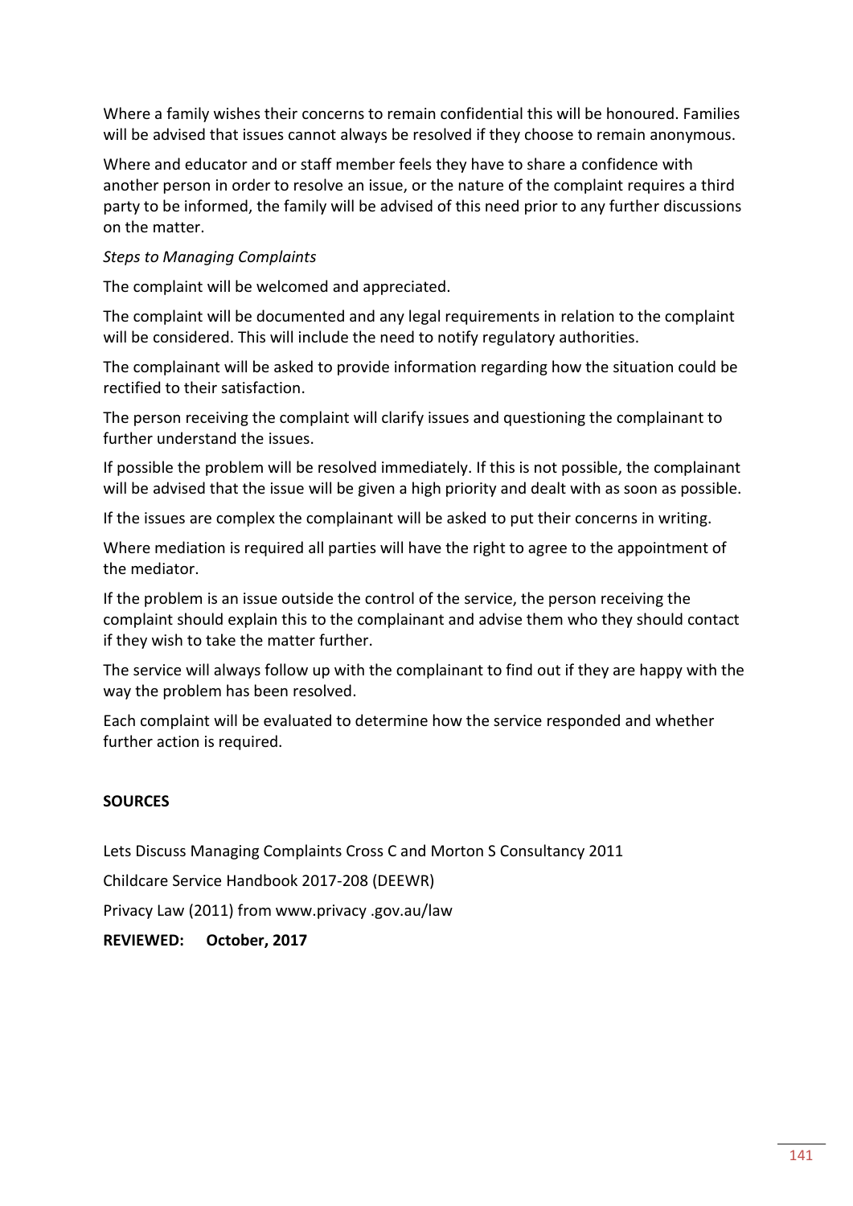Where a family wishes their concerns to remain confidential this will be honoured. Families will be advised that issues cannot always be resolved if they choose to remain anonymous.

Where and educator and or staff member feels they have to share a confidence with another person in order to resolve an issue, or the nature of the complaint requires a third party to be informed, the family will be advised of this need prior to any further discussions on the matter.

*Steps to Managing Complaints*

The complaint will be welcomed and appreciated.

The complaint will be documented and any legal requirements in relation to the complaint will be considered. This will include the need to notify regulatory authorities.

The complainant will be asked to provide information regarding how the situation could be rectified to their satisfaction.

The person receiving the complaint will clarify issues and questioning the complainant to further understand the issues.

If possible the problem will be resolved immediately. If this is not possible, the complainant will be advised that the issue will be given a high priority and dealt with as soon as possible.

If the issues are complex the complainant will be asked to put their concerns in writing.

Where mediation is required all parties will have the right to agree to the appointment of the mediator.

If the problem is an issue outside the control of the service, the person receiving the complaint should explain this to the complainant and advise them who they should contact if they wish to take the matter further.

The service will always follow up with the complainant to find out if they are happy with the way the problem has been resolved.

Each complaint will be evaluated to determine how the service responded and whether further action is required.

**SOURCES**

Lets Discuss Managing Complaints Cross C and Morton S Consultancy 2011

Childcare Service Handbook 2017-208 (DEEWR)

Privacy Law (2011) from www.privacy .gov.au/law

**REVIEWED: October, 2017**